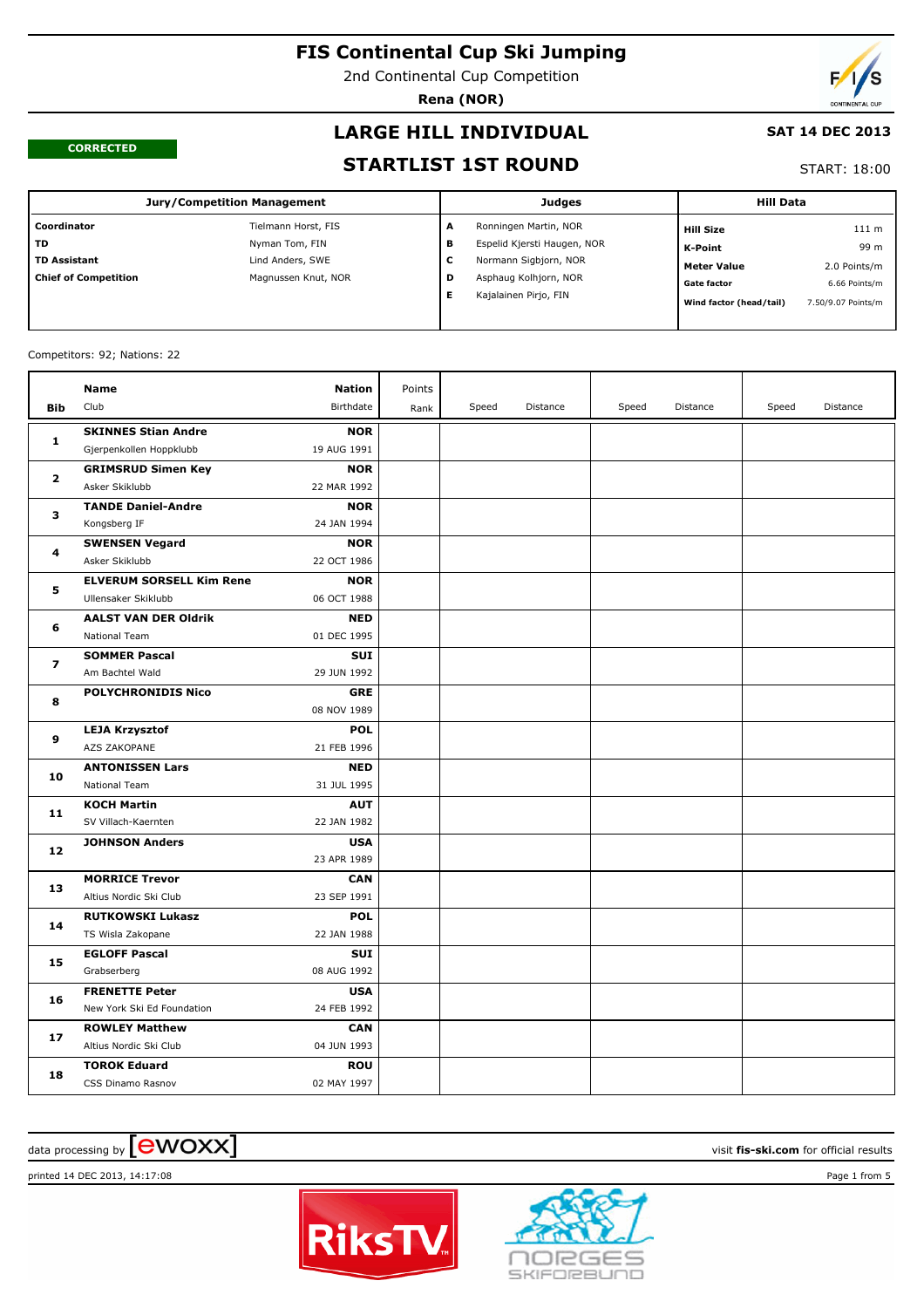# FIS Continental Cup Ski Jumping

2nd Continental Cup Competition

**Rena (NOR)**

**CORRECTED**

## LARGE HILL INDIVIDUAL

## STARTLIST 1ST ROUND

**SAT 14 DEC 2013**

START: 18:00

| Jury/Competition Management | | Judges | | Hill Data | |
|---|---|---|---|---|---|
| **Coordinator** | Tielmann Horst, FIS | **A** | Ronningen Martin, NOR | **Hill Size** | 111 m |
| **TD** | Nyman Tom, FIN | **B** | Espelid Kjersti Haugen, NOR | **K-Point** | 99 m |
| **TD Assistant** | Lind Anders, SWE | **C** | Normann Sigbjorn, NOR | **Meter Value** | 2.0 Points/m |
| **Chief of Competition** | Magnussen Knut, NOR | **D** | Asphaug Kolhjorn, NOR | **Gate factor** | 6.66 Points/m |
| | | **E** | Kajalainen Pirjo, FIN | **Wind factor (head/tail)** | 7.50/9.07 Points/m |

Competitors: 92; Nations: 22

| Bib | Name / Club | Nation / Birthdate | Points / Rank | Speed | Distance | Speed | Distance | Speed | Distance |
|---|---|---|---|---|---|---|---|---|---|
| 1 | **SKINNES Stian Andre**<br>Gjerpenkollen Hoppklubb | **NOR**<br>19 AUG 1991 | | | | | | | |
| 2 | **GRIMSRUD Simen Key**<br>Asker Skiklubb | **NOR**<br>22 MAR 1992 | | | | | | | |
| 3 | **TANDE Daniel-Andre**<br>Kongsberg IF | **NOR**<br>24 JAN 1994 | | | | | | | |
| 4 | **SWENSEN Vegard**<br>Asker Skiklubb | **NOR**<br>22 OCT 1986 | | | | | | | |
| 5 | **ELVERUM SORSELL Kim Rene**<br>Ullensaker Skiklubb | **NOR**<br>06 OCT 1988 | | | | | | | |
| 6 | **AALST VAN DER Oldrik**<br>National Team | **NED**<br>01 DEC 1995 | | | | | | | |
| 7 | **SOMMER Pascal**<br>Am Bachtel Wald | **SUI**<br>29 JUN 1992 | | | | | | | |
| 8 | **POLYCHRONIDIS Nico** | **GRE**<br>08 NOV 1989 | | | | | | | |
| 9 | **LEJA Krzysztof**<br>AZS ZAKOPANE | **POL**<br>21 FEB 1996 | | | | | | | |
| 10 | **ANTONISSEN Lars**<br>National Team | **NED**<br>31 JUL 1995 | | | | | | | |
| 11 | **KOCH Martin**<br>SV Villach-Kaernten | **AUT**<br>22 JAN 1982 | | | | | | | |
| 12 | **JOHNSON Anders** | **USA**<br>23 APR 1989 | | | | | | | |
| 13 | **MORRICE Trevor**<br>Altius Nordic Ski Club | **CAN**<br>23 SEP 1991 | | | | | | | |
| 14 | **RUTKOWSKI Lukasz**<br>TS Wisla Zakopane | **POL**<br>22 JAN 1988 | | | | | | | |
| 15 | **EGLOFF Pascal**<br>Grabserberg | **SUI**<br>08 AUG 1992 | | | | | | | |
| 16 | **FRENETTE Peter**<br>New York Ski Ed Foundation | **USA**<br>24 FEB 1992 | | | | | | | |
| 17 | **ROWLEY Matthew**<br>Altius Nordic Ski Club | **CAN**<br>04 JUN 1993 | | | | | | | |
| 18 | **TOROK Eduard**<br>CSS Dinamo Rasnov | **ROU**<br>02 MAY 1997 | | | | | | | |

data processing by ewoxx — visit **fis-ski.com** for official results

printed 14 DEC 2013, 14:17:08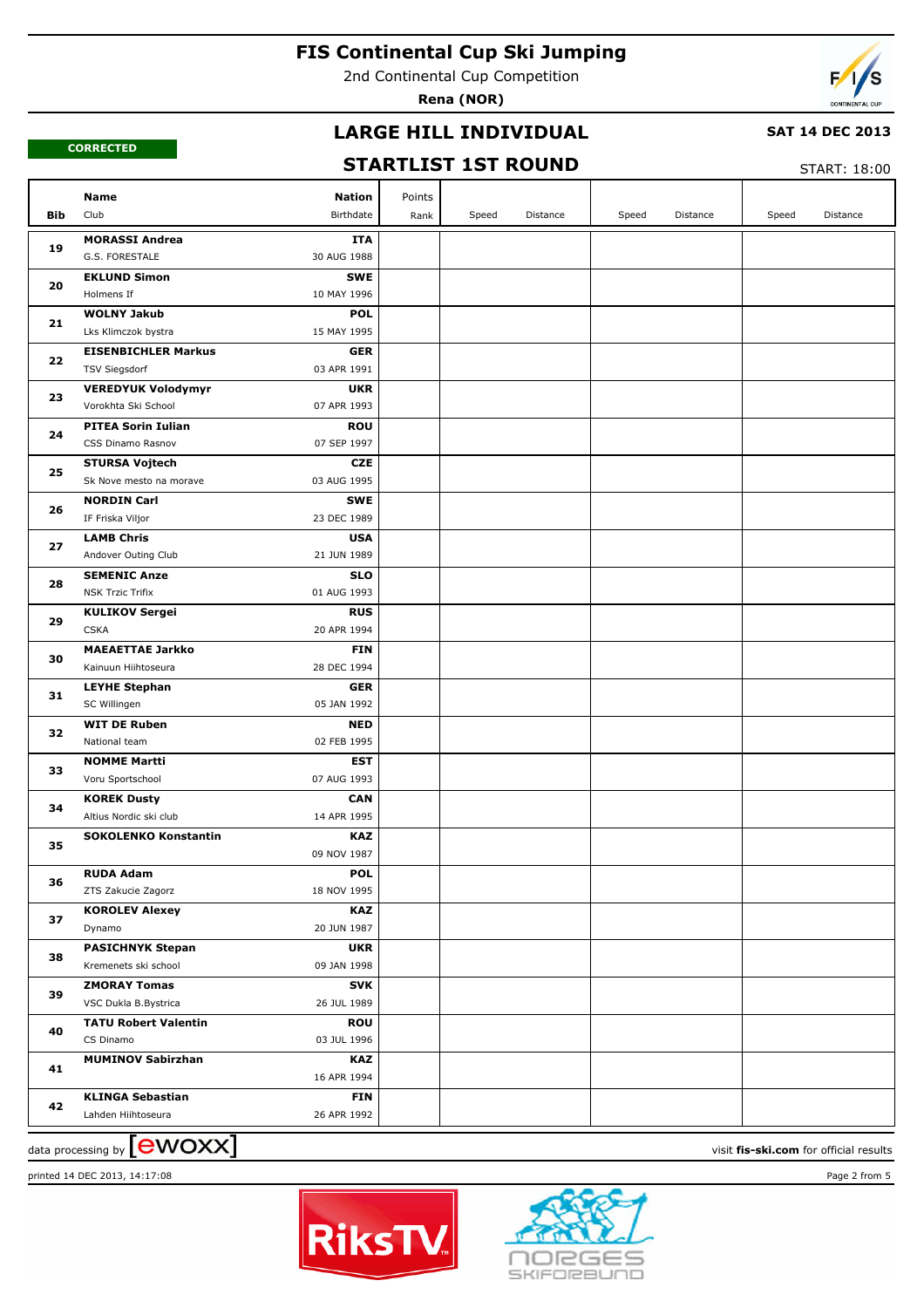# FIS Continental Cup Ski Jumping

2nd Continental Cup Competition

**Rena (NOR)**

## LARGE HILL INDIVIDUAL

**SAT 14 DEC 2013**

**CORRECTED**

## STARTLIST 1ST ROUND

START: 18:00

| Bib | Name / Club | Nation / Birthdate | Points / Rank | Speed | Distance | Speed | Distance | Speed | Distance |
|---|---|---|---|---|---|---|---|---|---|
| 19 | **MORASSI Andrea** G.S. FORESTALE | **ITA** 30 AUG 1988 | | | | | | | |
| 20 | **EKLUND Simon** Holmens If | **SWE** 10 MAY 1996 | | | | | | | |
| 21 | **WOLNY Jakub** Lks Klimczok bystra | **POL** 15 MAY 1995 | | | | | | | |
| 22 | **EISENBICHLER Markus** TSV Siegsdorf | **GER** 03 APR 1991 | | | | | | | |
| 23 | **VEREDYUK Volodymyr** Vorokhta Ski School | **UKR** 07 APR 1993 | | | | | | | |
| 24 | **PITEA Sorin Iulian** CSS Dinamo Rasnov | **ROU** 07 SEP 1997 | | | | | | | |
| 25 | **STURSA Vojtech** Sk Nove mesto na morave | **CZE** 03 AUG 1995 | | | | | | | |
| 26 | **NORDIN Carl** IF Friska Viljor | **SWE** 23 DEC 1989 | | | | | | | |
| 27 | **LAMB Chris** Andover Outing Club | **USA** 21 JUN 1989 | | | | | | | |
| 28 | **SEMENIC Anze** NSK Trzic Trifix | **SLO** 01 AUG 1993 | | | | | | | |
| 29 | **KULIKOV Sergei** CSKA | **RUS** 20 APR 1994 | | | | | | | |
| 30 | **MAEAETTAE Jarkko** Kainuun Hiihtoseura | **FIN** 28 DEC 1994 | | | | | | | |
| 31 | **LEYHE Stephan** SC Willingen | **GER** 05 JAN 1992 | | | | | | | |
| 32 | **WIT DE Ruben** National team | **NED** 02 FEB 1995 | | | | | | | |
| 33 | **NOMME Martti** Voru Sportschool | **EST** 07 AUG 1993 | | | | | | | |
| 34 | **KOREK Dusty** Altius Nordic ski club | **CAN** 14 APR 1995 | | | | | | | |
| 35 | **SOKOLENKO Konstantin** | **KAZ** 09 NOV 1987 | | | | | | | |
| 36 | **RUDA Adam** ZTS Zakucie Zagorz | **POL** 18 NOV 1995 | | | | | | | |
| 37 | **KOROLEV Alexey** Dynamo | **KAZ** 20 JUN 1987 | | | | | | | |
| 38 | **PASICHNYK Stepan** Kremenets ski school | **UKR** 09 JAN 1998 | | | | | | | |
| 39 | **ZMORAY Tomas** VSC Dukla B.Bystrica | **SVK** 26 JUL 1989 | | | | | | | |
| 40 | **TATU Robert Valentin** CS Dinamo | **ROU** 03 JUL 1996 | | | | | | | |
| 41 | **MUMINOV Sabirzhan** | **KAZ** 16 APR 1994 | | | | | | | |
| 42 | **KLINGA Sebastian** Lahden Hiihtoseura | **FIN** 26 APR 1992 | | | | | | | |

data processing by [ewoxx] visit **fis-ski.com** for official results

printed 14 DEC 2013, 14:17:08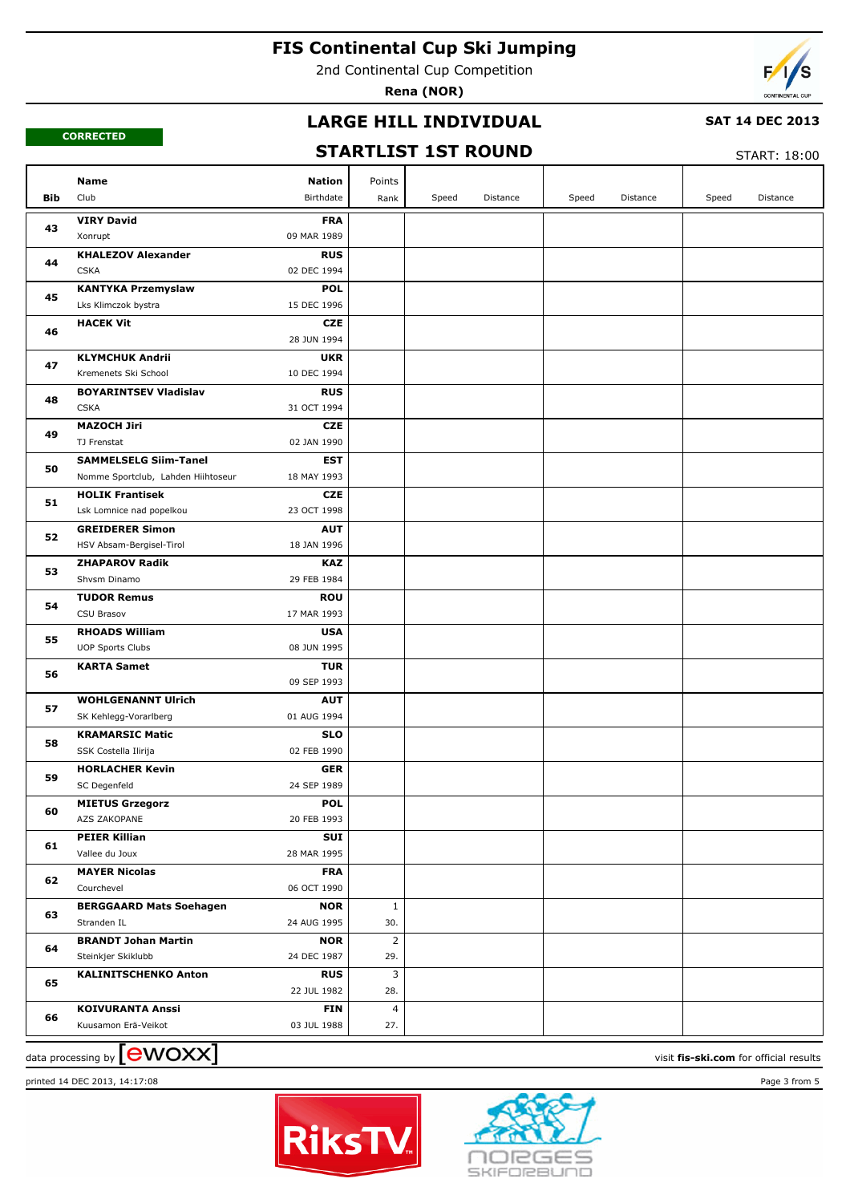# FIS Continental Cup Ski Jumping

2nd Continental Cup Competition

**Rena (NOR)**

CORRECTED

## LARGE HILL INDIVIDUAL

**SAT 14 DEC 2013**

## STARTLIST 1ST ROUND

START: 18:00

| Bib | Name / Club | Nation / Birthdate | Points / Rank | Speed | Distance | Speed | Distance | Speed | Distance |
|---|---|---|---|---|---|---|---|---|---|
| 43 | **VIRY David**<br>Xonrupt | **FRA**<br>09 MAR 1989 | | | | | | | |
| 44 | **KHALEZOV Alexander**<br>CSKA | **RUS**<br>02 DEC 1994 | | | | | | | |
| 45 | **KANTYKA Przemyslaw**<br>Lks Klimczok bystra | **POL**<br>15 DEC 1996 | | | | | | | |
| 46 | **HACEK Vit** | **CZE**<br>28 JUN 1994 | | | | | | | |
| 47 | **KLYMCHUK Andrii**<br>Kremenets Ski School | **UKR**<br>10 DEC 1994 | | | | | | | |
| 48 | **BOYARINTSEV Vladislav**<br>CSKA | **RUS**<br>31 OCT 1994 | | | | | | | |
| 49 | **MAZOCH Jiri**<br>TJ Frenstat | **CZE**<br>02 JAN 1990 | | | | | | | |
| 50 | **SAMMELSELG Siim-Tanel**<br>Nomme Sportclub, Lahden Hiihtoseur | **EST**<br>18 MAY 1993 | | | | | | | |
| 51 | **HOLIK Frantisek**<br>Lsk Lomnice nad popelkou | **CZE**<br>23 OCT 1998 | | | | | | | |
| 52 | **GREIDERER Simon**<br>HSV Absam-Bergisel-Tirol | **AUT**<br>18 JAN 1996 | | | | | | | |
| 53 | **ZHAPAROV Radik**<br>Shvsm Dinamo | **KAZ**<br>29 FEB 1984 | | | | | | | |
| 54 | **TUDOR Remus**<br>CSU Brasov | **ROU**<br>17 MAR 1993 | | | | | | | |
| 55 | **RHOADS William**<br>UOP Sports Clubs | **USA**<br>08 JUN 1995 | | | | | | | |
| 56 | **KARTA Samet** | **TUR**<br>09 SEP 1993 | | | | | | | |
| 57 | **WOHLGENANNT Ulrich**<br>SK Kehlegg-Vorarlberg | **AUT**<br>01 AUG 1994 | | | | | | | |
| 58 | **KRAMARSIC Matic**<br>SSK Costella Ilirija | **SLO**<br>02 FEB 1990 | | | | | | | |
| 59 | **HORLACHER Kevin**<br>SC Degenfeld | **GER**<br>24 SEP 1989 | | | | | | | |
| 60 | **MIETUS Grzegorz**<br>AZS ZAKOPANE | **POL**<br>20 FEB 1993 | | | | | | | |
| 61 | **PEIER Killian**<br>Vallee du Joux | **SUI**<br>28 MAR 1995 | | | | | | | |
| 62 | **MAYER Nicolas**<br>Courchevel | **FRA**<br>06 OCT 1990 | | | | | | | |
| 63 | **BERGGAARD Mats Soehagen**<br>Stranden IL | **NOR**<br>24 AUG 1995 | 1<br>30. | | | | | | |
| 64 | **BRANDT Johan Martin**<br>Steinkjer Skiklubb | **NOR**<br>24 DEC 1987 | 2<br>29. | | | | | | |
| 65 | **KALINITSCHENKO Anton** | **RUS**<br>22 JUL 1982 | 3<br>28. | | | | | | |
| 66 | **KOIVURANTA Anssi**<br>Kuusamon Erä-Veikot | **FIN**<br>03 JUL 1988 | 4<br>27. | | | | | | |

data processing by ewoxx

visit **fis-ski.com** for official results

printed 14 DEC 2013, 14:17:08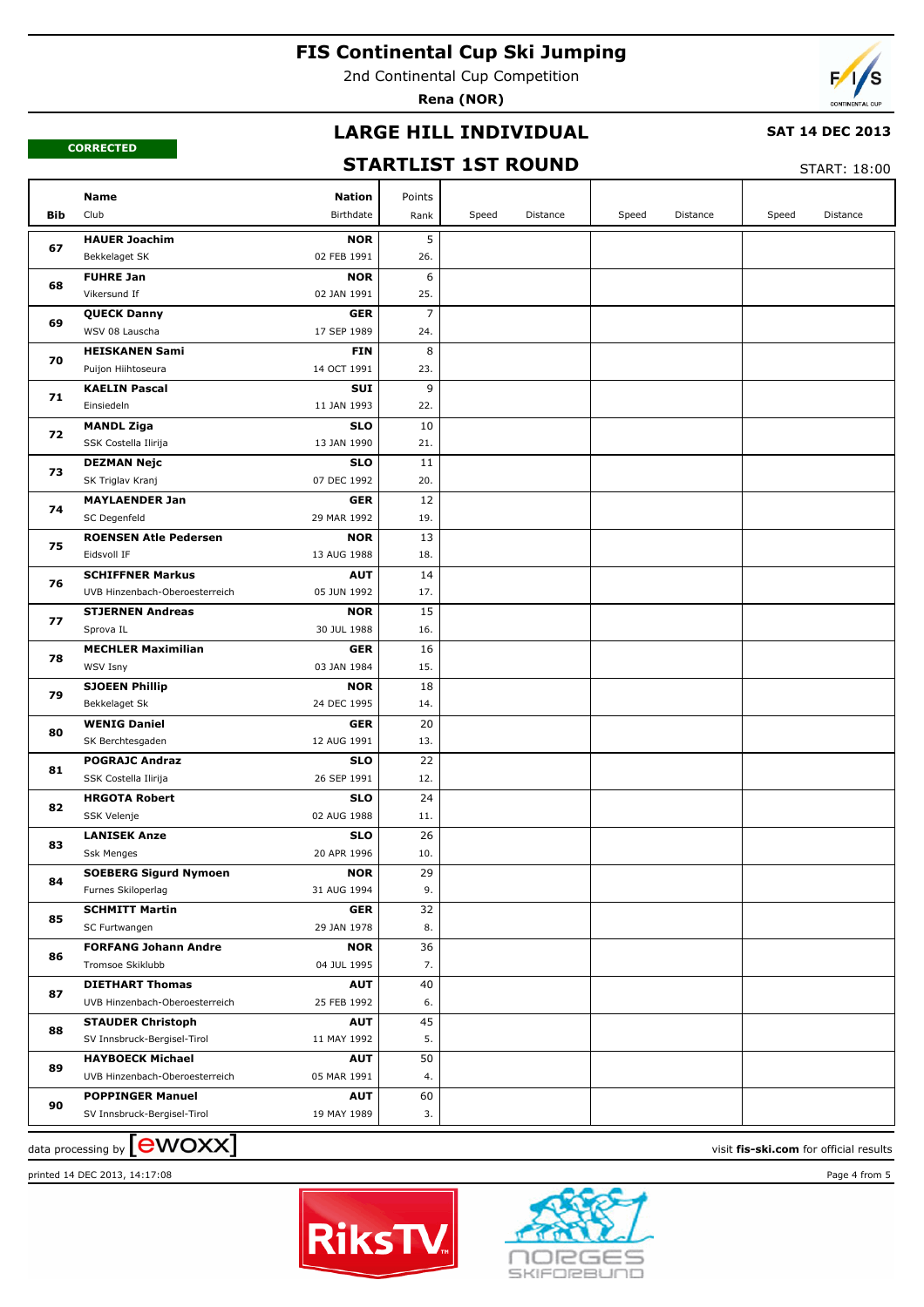# FIS Continental Cup Ski Jumping

2nd Continental Cup Competition

**Rena (NOR)**

**CORRECTED**

## LARGE HILL INDIVIDUAL

**SAT 14 DEC 2013**

## STARTLIST 1ST ROUND

START: 18:00

| Bib | Name / Club | Nation / Birthdate | Points / Rank | Speed | Distance | Speed | Distance | Speed | Distance |
|---|---|---|---|---|---|---|---|---|---|
| 67 | **HAUER Joachim** Bekkelaget SK | **NOR** 02 FEB 1991 | 5 26. | | | | | | |
| 68 | **FUHRE Jan** Vikersund If | **NOR** 02 JAN 1991 | 6 25. | | | | | | |
| 69 | **QUECK Danny** WSV 08 Lauscha | **GER** 17 SEP 1989 | 7 24. | | | | | | |
| 70 | **HEISKANEN Sami** Puijon Hiihtoseura | **FIN** 14 OCT 1991 | 8 23. | | | | | | |
| 71 | **KAELIN Pascal** Einsiedeln | **SUI** 11 JAN 1993 | 9 22. | | | | | | |
| 72 | **MANDL Ziga** SSK Costella Ilirija | **SLO** 13 JAN 1990 | 10 21. | | | | | | |
| 73 | **DEZMAN Nejc** SK Triglav Kranj | **SLO** 07 DEC 1992 | 11 20. | | | | | | |
| 74 | **MAYLAENDER Jan** SC Degenfeld | **GER** 29 MAR 1992 | 12 19. | | | | | | |
| 75 | **ROENSEN Atle Pedersen** Eidsvoll IF | **NOR** 13 AUG 1988 | 13 18. | | | | | | |
| 76 | **SCHIFFNER Markus** UVB Hinzenbach-Oberoesterreich | **AUT** 05 JUN 1992 | 14 17. | | | | | | |
| 77 | **STJERNEN Andreas** Sprova IL | **NOR** 30 JUL 1988 | 15 16. | | | | | | |
| 78 | **MECHLER Maximilian** WSV Isny | **GER** 03 JAN 1984 | 16 15. | | | | | | |
| 79 | **SJOEEN Phillip** Bekkelaget Sk | **NOR** 24 DEC 1995 | 18 14. | | | | | | |
| 80 | **WENIG Daniel** SK Berchtesgaden | **GER** 12 AUG 1991 | 20 13. | | | | | | |
| 81 | **POGRAJC Andraz** SSK Costella Ilirija | **SLO** 26 SEP 1991 | 22 12. | | | | | | |
| 82 | **HRGOTA Robert** SSK Velenje | **SLO** 02 AUG 1988 | 24 11. | | | | | | |
| 83 | **LANISEK Anze** Ssk Menges | **SLO** 20 APR 1996 | 26 10. | | | | | | |
| 84 | **SOEBERG Sigurd Nymoen** Furnes Skiloperlag | **NOR** 31 AUG 1994 | 29 9. | | | | | | |
| 85 | **SCHMITT Martin** SC Furtwangen | **GER** 29 JAN 1978 | 32 8. | | | | | | |
| 86 | **FORFANG Johann Andre** Tromsoe Skiklubb | **NOR** 04 JUL 1995 | 36 7. | | | | | | |
| 87 | **DIETHART Thomas** UVB Hinzenbach-Oberoesterreich | **AUT** 25 FEB 1992 | 40 6. | | | | | | |
| 88 | **STAUDER Christoph** SV Innsbruck-Bergisel-Tirol | **AUT** 11 MAY 1992 | 45 5. | | | | | | |
| 89 | **HAYBOECK Michael** UVB Hinzenbach-Oberoesterreich | **AUT** 05 MAR 1991 | 50 4. | | | | | | |
| 90 | **POPPINGER Manuel** SV Innsbruck-Bergisel-Tirol | **AUT** 19 MAY 1989 | 60 3. | | | | | | |

data processing by ewoxx — visit **fis-ski.com** for official results

printed 14 DEC 2013, 14:17:08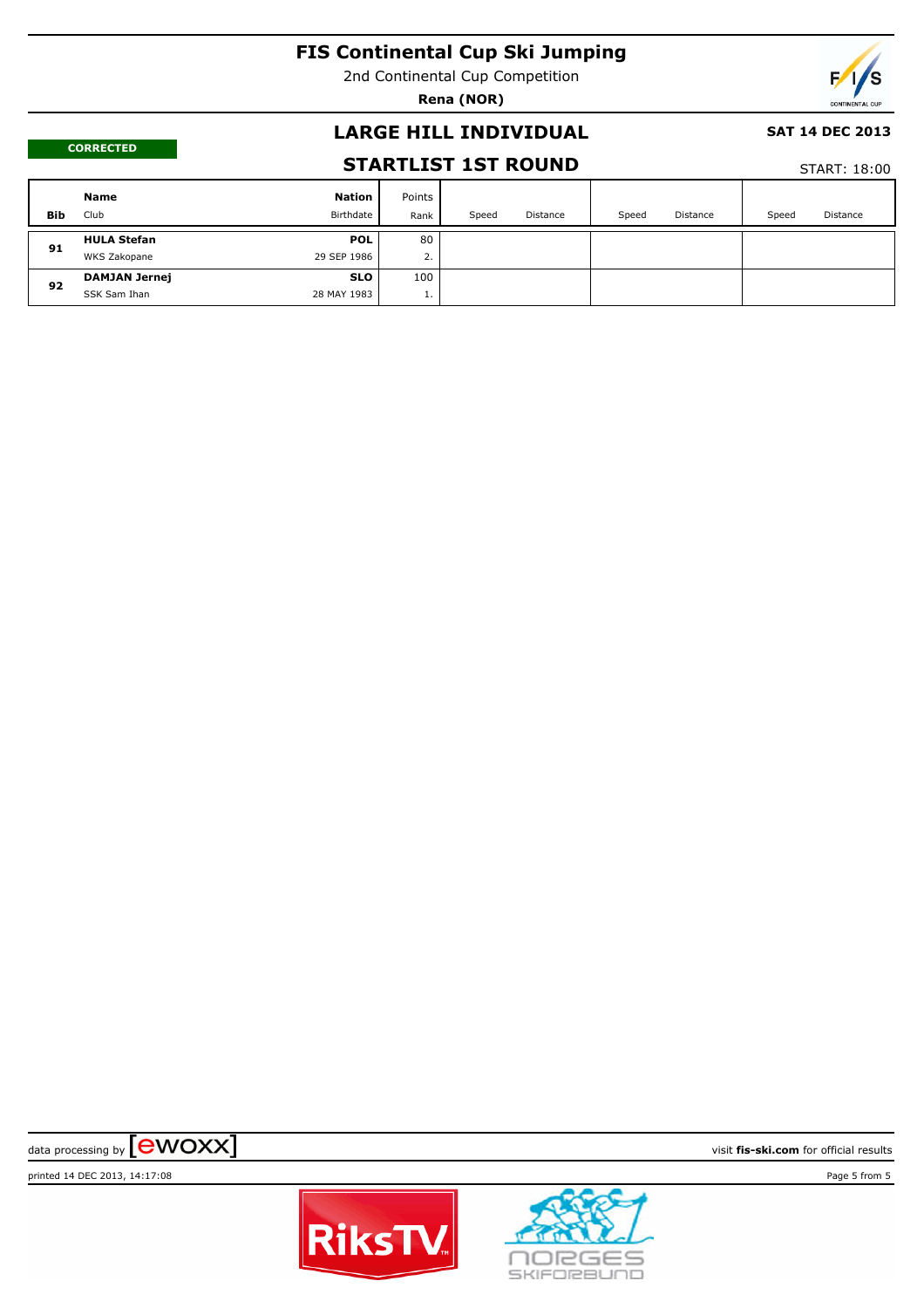# FIS Continental Cup Ski Jumping

2nd Continental Cup Competition

**Rena (NOR)**

**CORRECTED**

## LARGE HILL INDIVIDUAL

**SAT 14 DEC 2013**

## STARTLIST 1ST ROUND

START: 18:00

| Bib | Name / Club | Nation / Birthdate | Points / Rank | Speed | Distance | Speed | Distance | Speed | Distance |
|---|---|---|---|---|---|---|---|---|---|
| 91 | **HULA Stefan** WKS Zakopane | **POL** 29 SEP 1986 | 80 2. | | | | | | |
| 92 | **DAMJAN Jernej** SSK Sam Ihan | **SLO** 28 MAY 1983 | 100 1. | | | | | | |

data processing by [ewoxx]

visit **fis-ski.com** for official results

printed 14 DEC 2013, 14:17:08